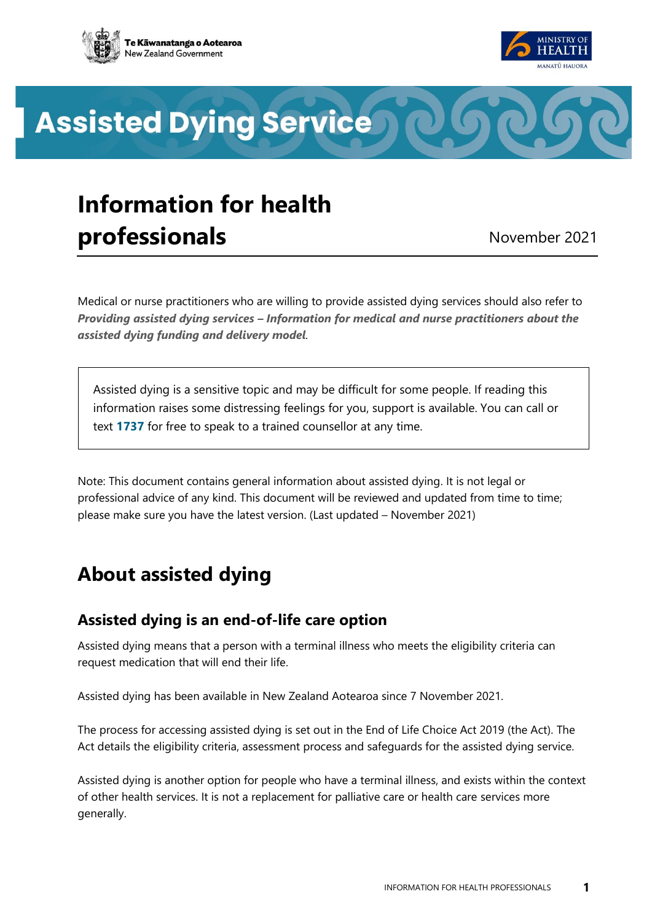Te Kāwanatanga o Aotearoa
New Zealand Government

MINISTRY OF HEALTH
MANATŪ HAUORA

# Assisted Dying Service

# Information for health professionals

November 2021

Medical or nurse practitioners who are willing to provide assisted dying services should also refer to ***Providing assisted dying services – Information for medical and nurse practitioners about the assisted dying funding and delivery model***.

> Assisted dying is a sensitive topic and may be difficult for some people. If reading this information raises some distressing feelings for you, support is available. You can call or text **1737** for free to speak to a trained counsellor at any time.

Note: This document contains general information about assisted dying. It is not legal or professional advice of any kind. This document will be reviewed and updated from time to time; please make sure you have the latest version. (Last updated – November 2021)

## About assisted dying

### Assisted dying is an end-of-life care option

Assisted dying means that a person with a terminal illness who meets the eligibility criteria can request medication that will end their life.

Assisted dying has been available in New Zealand Aotearoa since 7 November 2021.

The process for accessing assisted dying is set out in the End of Life Choice Act 2019 (the Act). The Act details the eligibility criteria, assessment process and safeguards for the assisted dying service.

Assisted dying is another option for people who have a terminal illness, and exists within the context of other health services. It is not a replacement for palliative care or health care services more generally.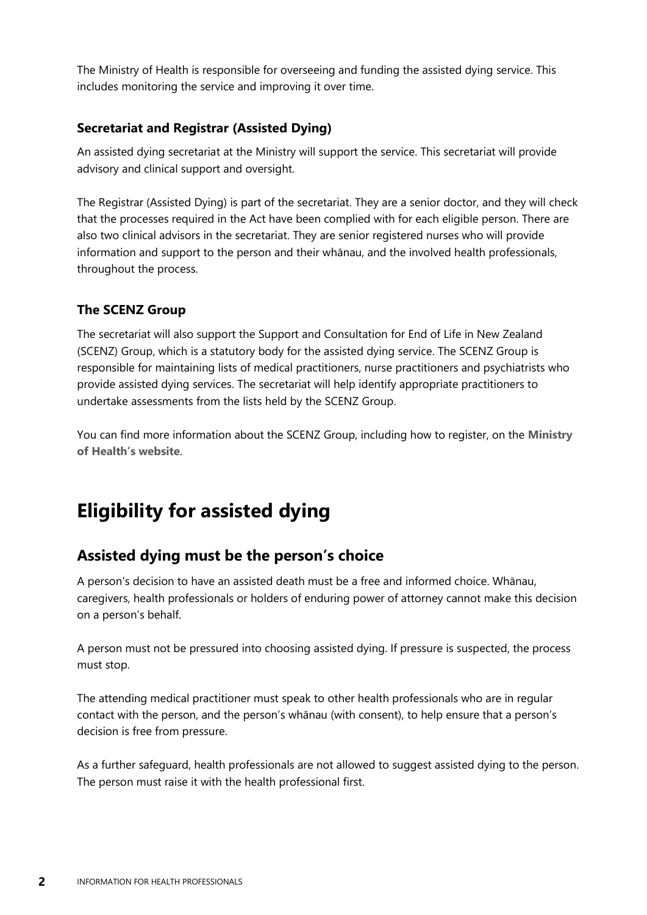The Ministry of Health is responsible for overseeing and funding the assisted dying service. This includes monitoring the service and improving it over time.

### Secretariat and Registrar (Assisted Dying)

An assisted dying secretariat at the Ministry will support the service. This secretariat will provide advisory and clinical support and oversight.

The Registrar (Assisted Dying) is part of the secretariat. They are a senior doctor, and they will check that the processes required in the Act have been complied with for each eligible person. There are also two clinical advisors in the secretariat. They are senior registered nurses who will provide information and support to the person and their whānau, and the involved health professionals, throughout the process.

### The SCENZ Group

The secretariat will also support the Support and Consultation for End of Life in New Zealand (SCENZ) Group, which is a statutory body for the assisted dying service. The SCENZ Group is responsible for maintaining lists of medical practitioners, nurse practitioners and psychiatrists who provide assisted dying services. The secretariat will help identify appropriate practitioners to undertake assessments from the lists held by the SCENZ Group.

You can find more information about the SCENZ Group, including how to register, on the **Ministry of Health's website**.

# Eligibility for assisted dying

## Assisted dying must be the person's choice

A person's decision to have an assisted death must be a free and informed choice. Whānau, caregivers, health professionals or holders of enduring power of attorney cannot make this decision on a person's behalf.

A person must not be pressured into choosing assisted dying. If pressure is suspected, the process must stop.

The attending medical practitioner must speak to other health professionals who are in regular contact with the person, and the person's whānau (with consent), to help ensure that a person's decision is free from pressure.

As a further safeguard, health professionals are not allowed to suggest assisted dying to the person. The person must raise it with the health professional first.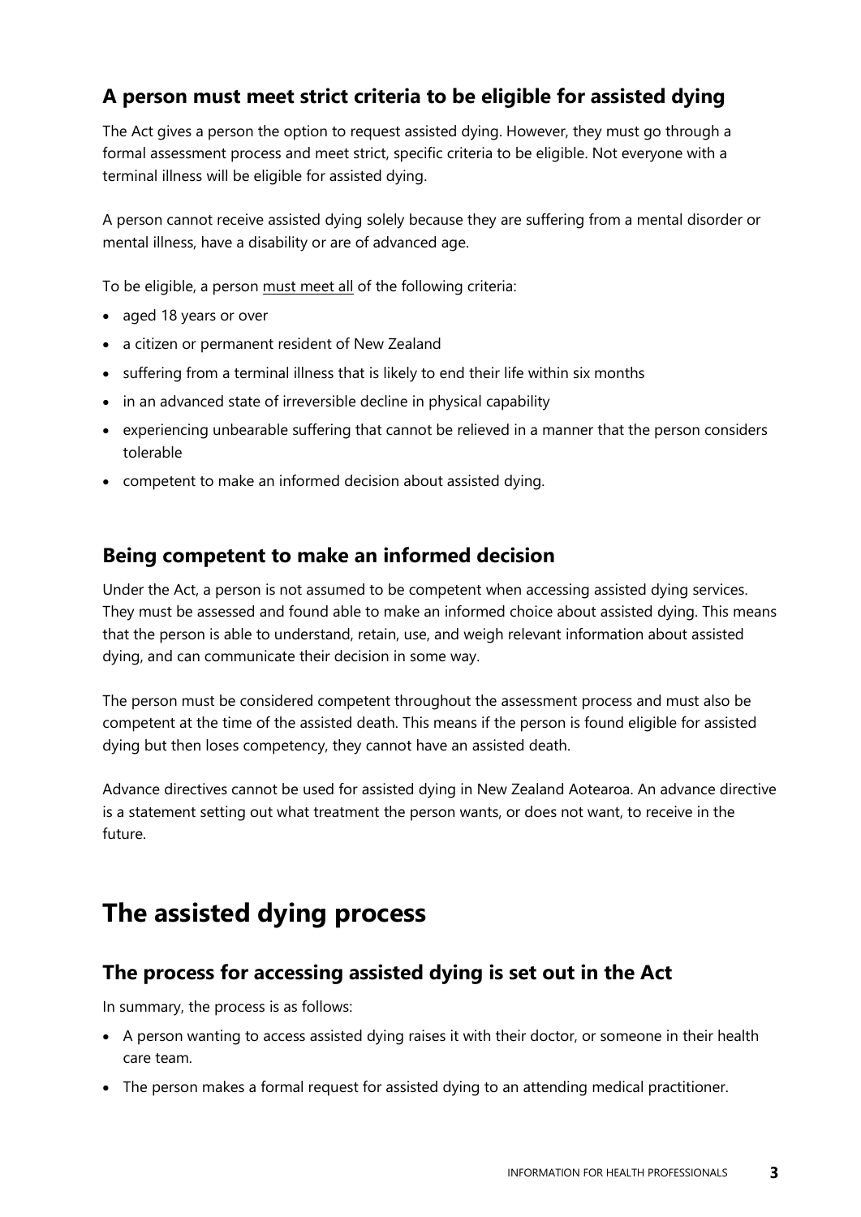## A person must meet strict criteria to be eligible for assisted dying

The Act gives a person the option to request assisted dying. However, they must go through a formal assessment process and meet strict, specific criteria to be eligible. Not everyone with a terminal illness will be eligible for assisted dying.

A person cannot receive assisted dying solely because they are suffering from a mental disorder or mental illness, have a disability or are of advanced age.

To be eligible, a person must meet all of the following criteria:

- aged 18 years or over
- a citizen or permanent resident of New Zealand
- suffering from a terminal illness that is likely to end their life within six months
- in an advanced state of irreversible decline in physical capability
- experiencing unbearable suffering that cannot be relieved in a manner that the person considers tolerable
- competent to make an informed decision about assisted dying.

## Being competent to make an informed decision

Under the Act, a person is not assumed to be competent when accessing assisted dying services. They must be assessed and found able to make an informed choice about assisted dying. This means that the person is able to understand, retain, use, and weigh relevant information about assisted dying, and can communicate their decision in some way.

The person must be considered competent throughout the assessment process and must also be competent at the time of the assisted death. This means if the person is found eligible for assisted dying but then loses competency, they cannot have an assisted death.

Advance directives cannot be used for assisted dying in New Zealand Aotearoa. An advance directive is a statement setting out what treatment the person wants, or does not want, to receive in the future.

# The assisted dying process

## The process for accessing assisted dying is set out in the Act

In summary, the process is as follows:

- A person wanting to access assisted dying raises it with their doctor, or someone in their health care team.
- The person makes a formal request for assisted dying to an attending medical practitioner.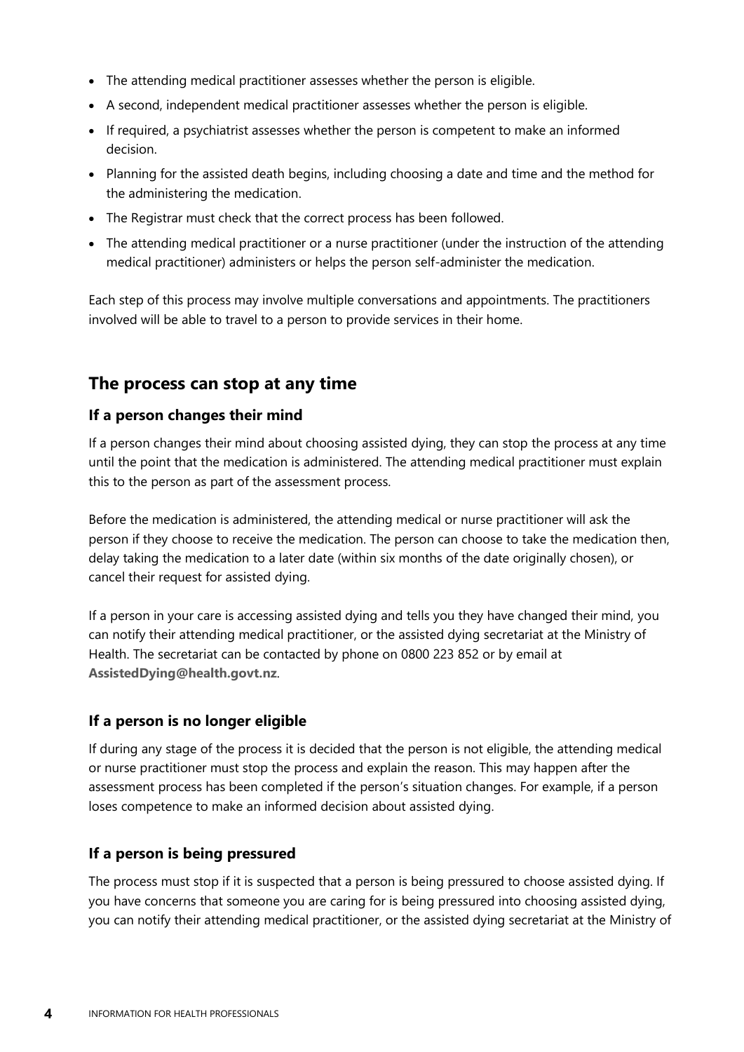- The attending medical practitioner assesses whether the person is eligible.
- A second, independent medical practitioner assesses whether the person is eligible.
- If required, a psychiatrist assesses whether the person is competent to make an informed decision.
- Planning for the assisted death begins, including choosing a date and time and the method for the administering the medication.
- The Registrar must check that the correct process has been followed.
- The attending medical practitioner or a nurse practitioner (under the instruction of the attending medical practitioner) administers or helps the person self-administer the medication.

Each step of this process may involve multiple conversations and appointments. The practitioners involved will be able to travel to a person to provide services in their home.

## The process can stop at any time

### If a person changes their mind

If a person changes their mind about choosing assisted dying, they can stop the process at any time until the point that the medication is administered. The attending medical practitioner must explain this to the person as part of the assessment process.

Before the medication is administered, the attending medical or nurse practitioner will ask the person if they choose to receive the medication. The person can choose to take the medication then, delay taking the medication to a later date (within six months of the date originally chosen), or cancel their request for assisted dying.

If a person in your care is accessing assisted dying and tells you they have changed their mind, you can notify their attending medical practitioner, or the assisted dying secretariat at the Ministry of Health. The secretariat can be contacted by phone on 0800 223 852 or by email at **AssistedDying@health.govt.nz**.

### If a person is no longer eligible

If during any stage of the process it is decided that the person is not eligible, the attending medical or nurse practitioner must stop the process and explain the reason. This may happen after the assessment process has been completed if the person's situation changes. For example, if a person loses competence to make an informed decision about assisted dying.

### If a person is being pressured

The process must stop if it is suspected that a person is being pressured to choose assisted dying. If you have concerns that someone you are caring for is being pressured into choosing assisted dying, you can notify their attending medical practitioner, or the assisted dying secretariat at the Ministry of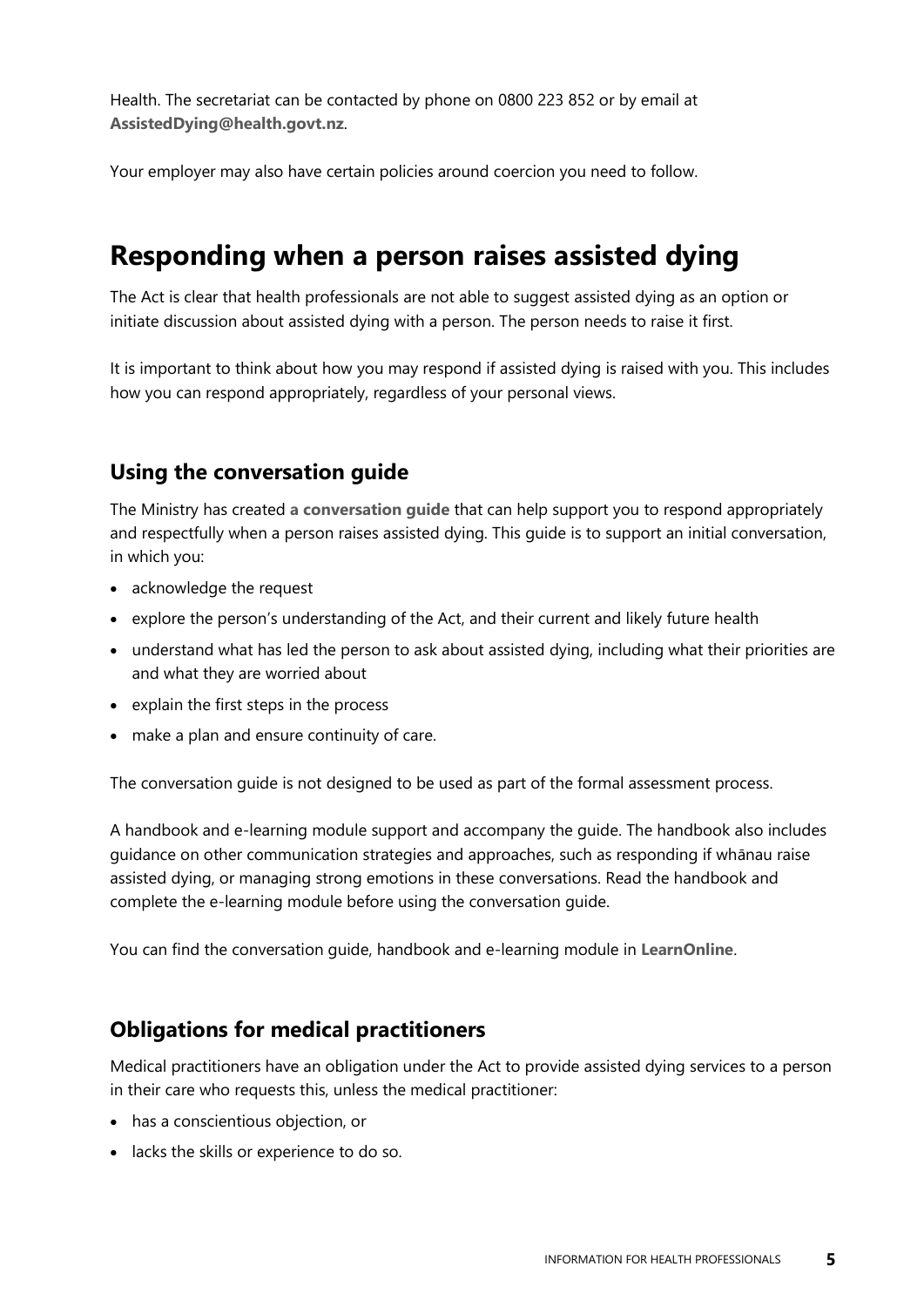Health. The secretariat can be contacted by phone on 0800 223 852 or by email at **AssistedDying@health.govt.nz**.

Your employer may also have certain policies around coercion you need to follow.

# Responding when a person raises assisted dying

The Act is clear that health professionals are not able to suggest assisted dying as an option or initiate discussion about assisted dying with a person. The person needs to raise it first.

It is important to think about how you may respond if assisted dying is raised with you. This includes how you can respond appropriately, regardless of your personal views.

## Using the conversation guide

The Ministry has created **a conversation guide** that can help support you to respond appropriately and respectfully when a person raises assisted dying. This guide is to support an initial conversation, in which you:

- acknowledge the request
- explore the person's understanding of the Act, and their current and likely future health
- understand what has led the person to ask about assisted dying, including what their priorities are and what they are worried about
- explain the first steps in the process
- make a plan and ensure continuity of care.

The conversation guide is not designed to be used as part of the formal assessment process.

A handbook and e-learning module support and accompany the guide. The handbook also includes guidance on other communication strategies and approaches, such as responding if whānau raise assisted dying, or managing strong emotions in these conversations. Read the handbook and complete the e-learning module before using the conversation guide.

You can find the conversation guide, handbook and e-learning module in **LearnOnline**.

## Obligations for medical practitioners

Medical practitioners have an obligation under the Act to provide assisted dying services to a person in their care who requests this, unless the medical practitioner:

- has a conscientious objection, or
- lacks the skills or experience to do so.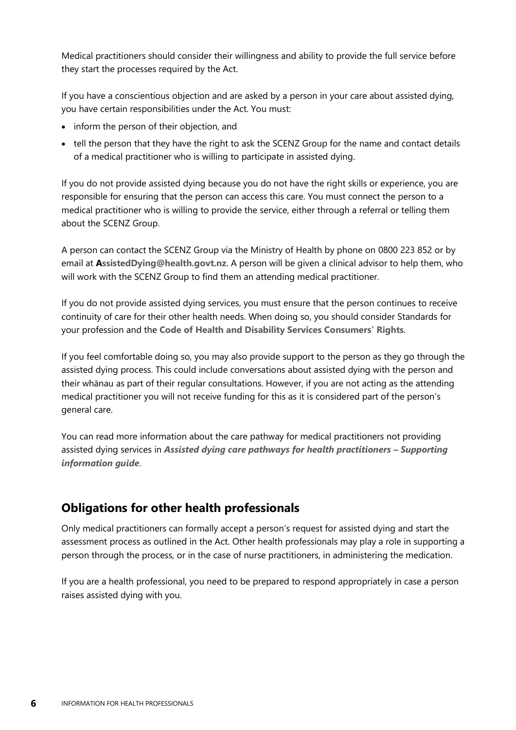Medical practitioners should consider their willingness and ability to provide the full service before they start the processes required by the Act.

If you have a conscientious objection and are asked by a person in your care about assisted dying, you have certain responsibilities under the Act. You must:

- inform the person of their objection, and
- tell the person that they have the right to ask the SCENZ Group for the name and contact details of a medical practitioner who is willing to participate in assisted dying.

If you do not provide assisted dying because you do not have the right skills or experience, you are responsible for ensuring that the person can access this care. You must connect the person to a medical practitioner who is willing to provide the service, either through a referral or telling them about the SCENZ Group.

A person can contact the SCENZ Group via the Ministry of Health by phone on 0800 223 852 or by email at **AssistedDying@health.govt.nz**. A person will be given a clinical advisor to help them, who will work with the SCENZ Group to find them an attending medical practitioner.

If you do not provide assisted dying services, you must ensure that the person continues to receive continuity of care for their other health needs. When doing so, you should consider Standards for your profession and the **Code of Health and Disability Services Consumers' Rights**.

If you feel comfortable doing so, you may also provide support to the person as they go through the assisted dying process. This could include conversations about assisted dying with the person and their whānau as part of their regular consultations. However, if you are not acting as the attending medical practitioner you will not receive funding for this as it is considered part of the person's general care.

You can read more information about the care pathway for medical practitioners not providing assisted dying services in ***Assisted dying care pathways for health practitioners – Supporting information guide***.

## Obligations for other health professionals

Only medical practitioners can formally accept a person's request for assisted dying and start the assessment process as outlined in the Act. Other health professionals may play a role in supporting a person through the process, or in the case of nurse practitioners, in administering the medication.

If you are a health professional, you need to be prepared to respond appropriately in case a person raises assisted dying with you.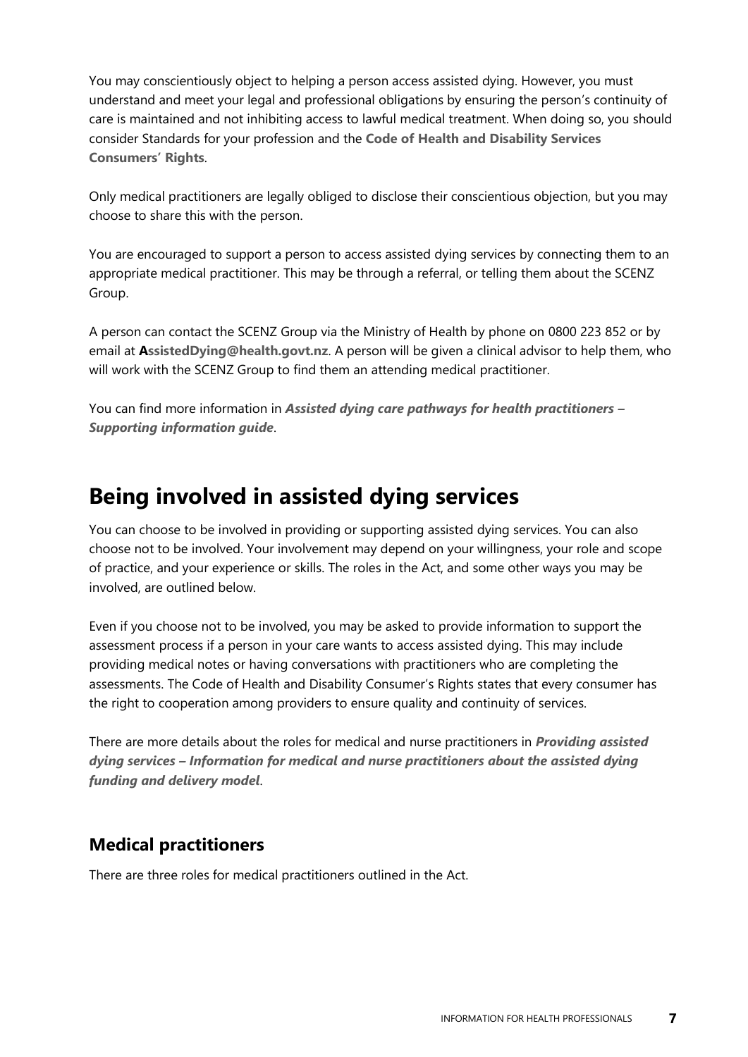You may conscientiously object to helping a person access assisted dying. However, you must understand and meet your legal and professional obligations by ensuring the person's continuity of care is maintained and not inhibiting access to lawful medical treatment. When doing so, you should consider Standards for your profession and the **Code of Health and Disability Services Consumers' Rights**.

Only medical practitioners are legally obliged to disclose their conscientious objection, but you may choose to share this with the person.

You are encouraged to support a person to access assisted dying services by connecting them to an appropriate medical practitioner. This may be through a referral, or telling them about the SCENZ Group.

A person can contact the SCENZ Group via the Ministry of Health by phone on 0800 223 852 or by email at **AssistedDying@health.govt.nz**. A person will be given a clinical advisor to help them, who will work with the SCENZ Group to find them an attending medical practitioner.

You can find more information in ***Assisted dying care pathways for health practitioners – Supporting information guide***.

# Being involved in assisted dying services

You can choose to be involved in providing or supporting assisted dying services. You can also choose not to be involved. Your involvement may depend on your willingness, your role and scope of practice, and your experience or skills. The roles in the Act, and some other ways you may be involved, are outlined below.

Even if you choose not to be involved, you may be asked to provide information to support the assessment process if a person in your care wants to access assisted dying. This may include providing medical notes or having conversations with practitioners who are completing the assessments. The Code of Health and Disability Consumer's Rights states that every consumer has the right to cooperation among providers to ensure quality and continuity of services.

There are more details about the roles for medical and nurse practitioners in ***Providing assisted dying services – Information for medical and nurse practitioners about the assisted dying funding and delivery model***.

## Medical practitioners

There are three roles for medical practitioners outlined in the Act.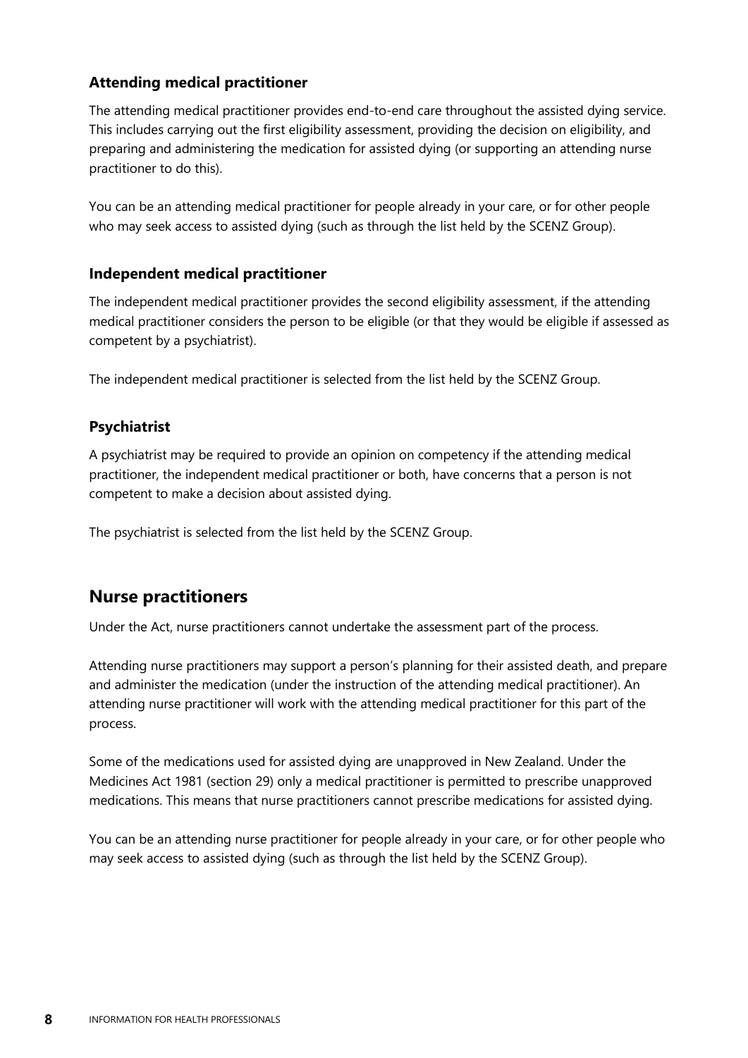### Attending medical practitioner

The attending medical practitioner provides end-to-end care throughout the assisted dying service. This includes carrying out the first eligibility assessment, providing the decision on eligibility, and preparing and administering the medication for assisted dying (or supporting an attending nurse practitioner to do this).

You can be an attending medical practitioner for people already in your care, or for other people who may seek access to assisted dying (such as through the list held by the SCENZ Group).

### Independent medical practitioner

The independent medical practitioner provides the second eligibility assessment, if the attending medical practitioner considers the person to be eligible (or that they would be eligible if assessed as competent by a psychiatrist).

The independent medical practitioner is selected from the list held by the SCENZ Group.

### Psychiatrist

A psychiatrist may be required to provide an opinion on competency if the attending medical practitioner, the independent medical practitioner or both, have concerns that a person is not competent to make a decision about assisted dying.

The psychiatrist is selected from the list held by the SCENZ Group.

## Nurse practitioners

Under the Act, nurse practitioners cannot undertake the assessment part of the process.

Attending nurse practitioners may support a person's planning for their assisted death, and prepare and administer the medication (under the instruction of the attending medical practitioner). An attending nurse practitioner will work with the attending medical practitioner for this part of the process.

Some of the medications used for assisted dying are unapproved in New Zealand. Under the Medicines Act 1981 (section 29) only a medical practitioner is permitted to prescribe unapproved medications. This means that nurse practitioners cannot prescribe medications for assisted dying.

You can be an attending nurse practitioner for people already in your care, or for other people who may seek access to assisted dying (such as through the list held by the SCENZ Group).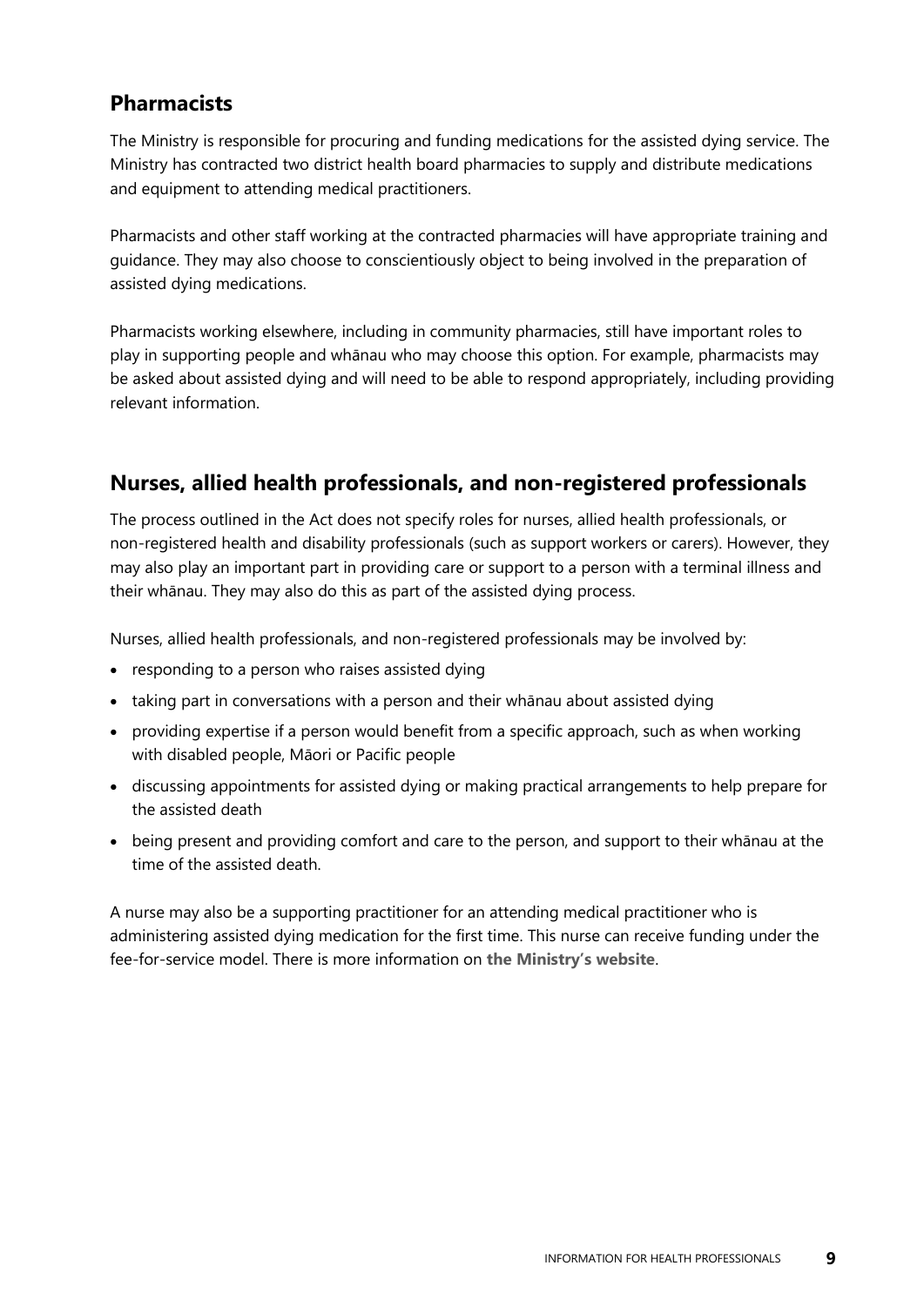## Pharmacists

The Ministry is responsible for procuring and funding medications for the assisted dying service. The Ministry has contracted two district health board pharmacies to supply and distribute medications and equipment to attending medical practitioners.

Pharmacists and other staff working at the contracted pharmacies will have appropriate training and guidance. They may also choose to conscientiously object to being involved in the preparation of assisted dying medications.

Pharmacists working elsewhere, including in community pharmacies, still have important roles to play in supporting people and whānau who may choose this option. For example, pharmacists may be asked about assisted dying and will need to be able to respond appropriately, including providing relevant information.

## Nurses, allied health professionals, and non-registered professionals

The process outlined in the Act does not specify roles for nurses, allied health professionals, or non-registered health and disability professionals (such as support workers or carers). However, they may also play an important part in providing care or support to a person with a terminal illness and their whānau. They may also do this as part of the assisted dying process.

Nurses, allied health professionals, and non-registered professionals may be involved by:

- responding to a person who raises assisted dying
- taking part in conversations with a person and their whānau about assisted dying
- providing expertise if a person would benefit from a specific approach, such as when working with disabled people, Māori or Pacific people
- discussing appointments for assisted dying or making practical arrangements to help prepare for the assisted death
- being present and providing comfort and care to the person, and support to their whānau at the time of the assisted death.

A nurse may also be a supporting practitioner for an attending medical practitioner who is administering assisted dying medication for the first time. This nurse can receive funding under the fee-for-service model. There is more information on **the Ministry's website**.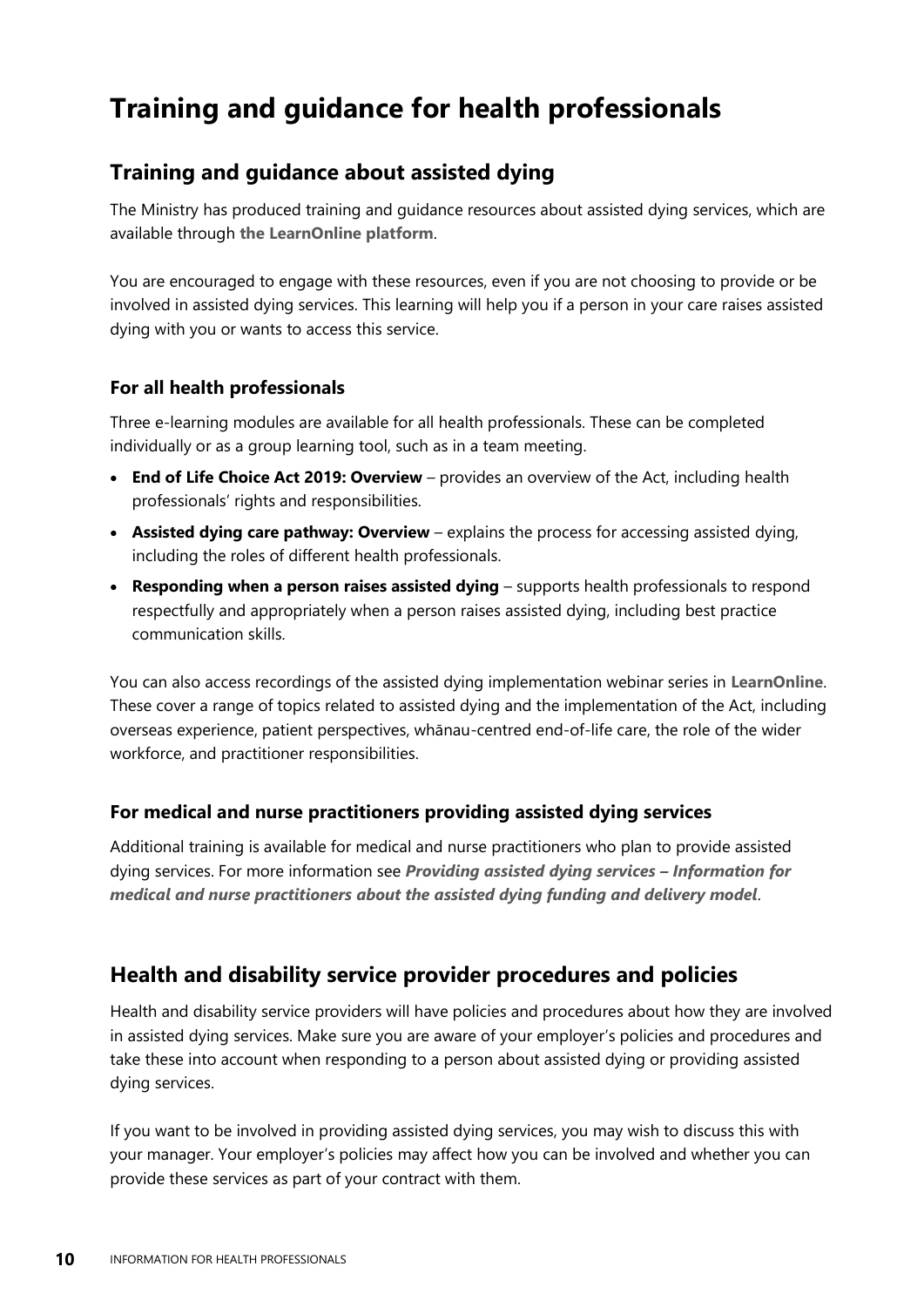# Training and guidance for health professionals

## Training and guidance about assisted dying

The Ministry has produced training and guidance resources about assisted dying services, which are available through **the LearnOnline platform**.

You are encouraged to engage with these resources, even if you are not choosing to provide or be involved in assisted dying services. This learning will help you if a person in your care raises assisted dying with you or wants to access this service.

### For all health professionals

Three e-learning modules are available for all health professionals. These can be completed individually or as a group learning tool, such as in a team meeting.

- **End of Life Choice Act 2019: Overview** – provides an overview of the Act, including health professionals' rights and responsibilities.
- **Assisted dying care pathway: Overview** – explains the process for accessing assisted dying, including the roles of different health professionals.
- **Responding when a person raises assisted dying** – supports health professionals to respond respectfully and appropriately when a person raises assisted dying, including best practice communication skills.

You can also access recordings of the assisted dying implementation webinar series in **LearnOnline**. These cover a range of topics related to assisted dying and the implementation of the Act, including overseas experience, patient perspectives, whānau-centred end-of-life care, the role of the wider workforce, and practitioner responsibilities.

### For medical and nurse practitioners providing assisted dying services

Additional training is available for medical and nurse practitioners who plan to provide assisted dying services. For more information see ***Providing assisted dying services – Information for medical and nurse practitioners about the assisted dying funding and delivery model***.

## Health and disability service provider procedures and policies

Health and disability service providers will have policies and procedures about how they are involved in assisted dying services. Make sure you are aware of your employer's policies and procedures and take these into account when responding to a person about assisted dying or providing assisted dying services.

If you want to be involved in providing assisted dying services, you may wish to discuss this with your manager. Your employer's policies may affect how you can be involved and whether you can provide these services as part of your contract with them.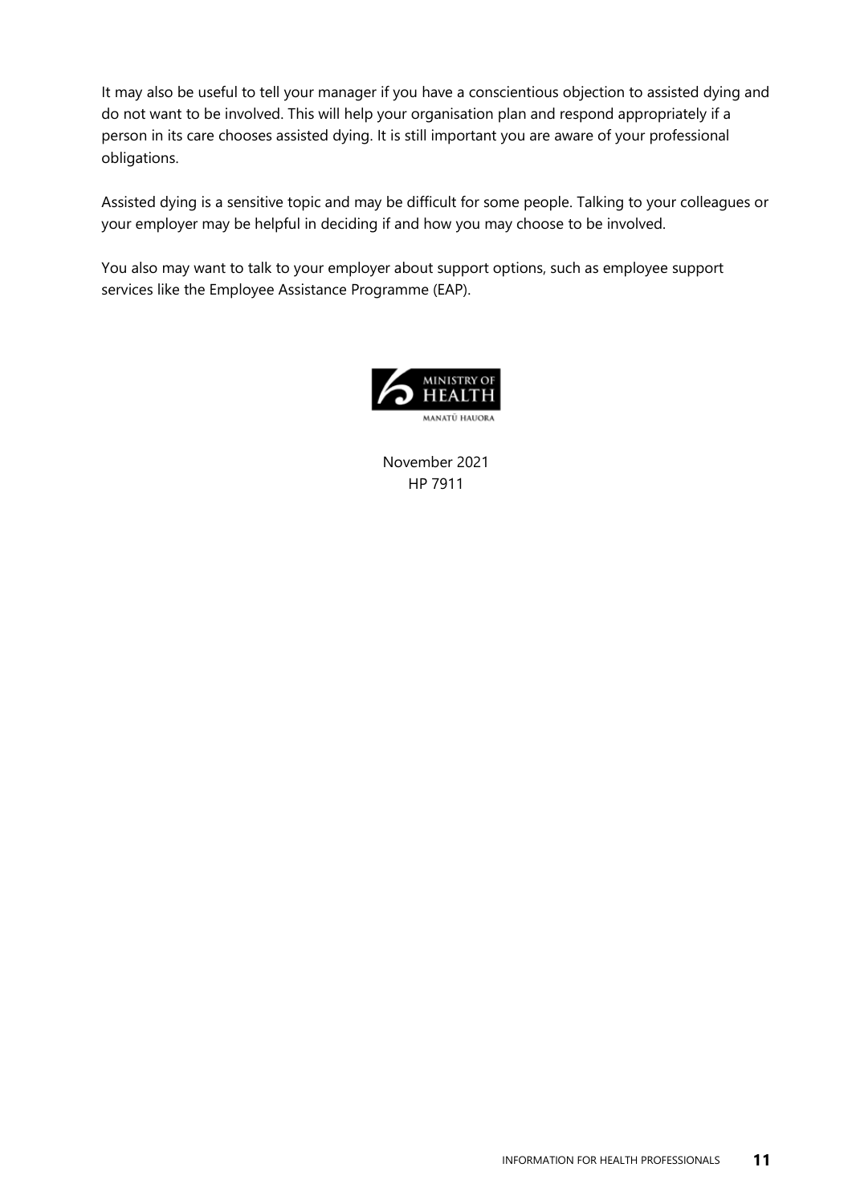It may also be useful to tell your manager if you have a conscientious objection to assisted dying and do not want to be involved. This will help your organisation plan and respond appropriately if a person in its care chooses assisted dying. It is still important you are aware of your professional obligations.

Assisted dying is a sensitive topic and may be difficult for some people. Talking to your colleagues or your employer may be helpful in deciding if and how you may choose to be involved.

You also may want to talk to your employer about support options, such as employee support services like the Employee Assistance Programme (EAP).

MINISTRY OF HEALTH
MANATŪ HAUORA

November 2021
HP 7911